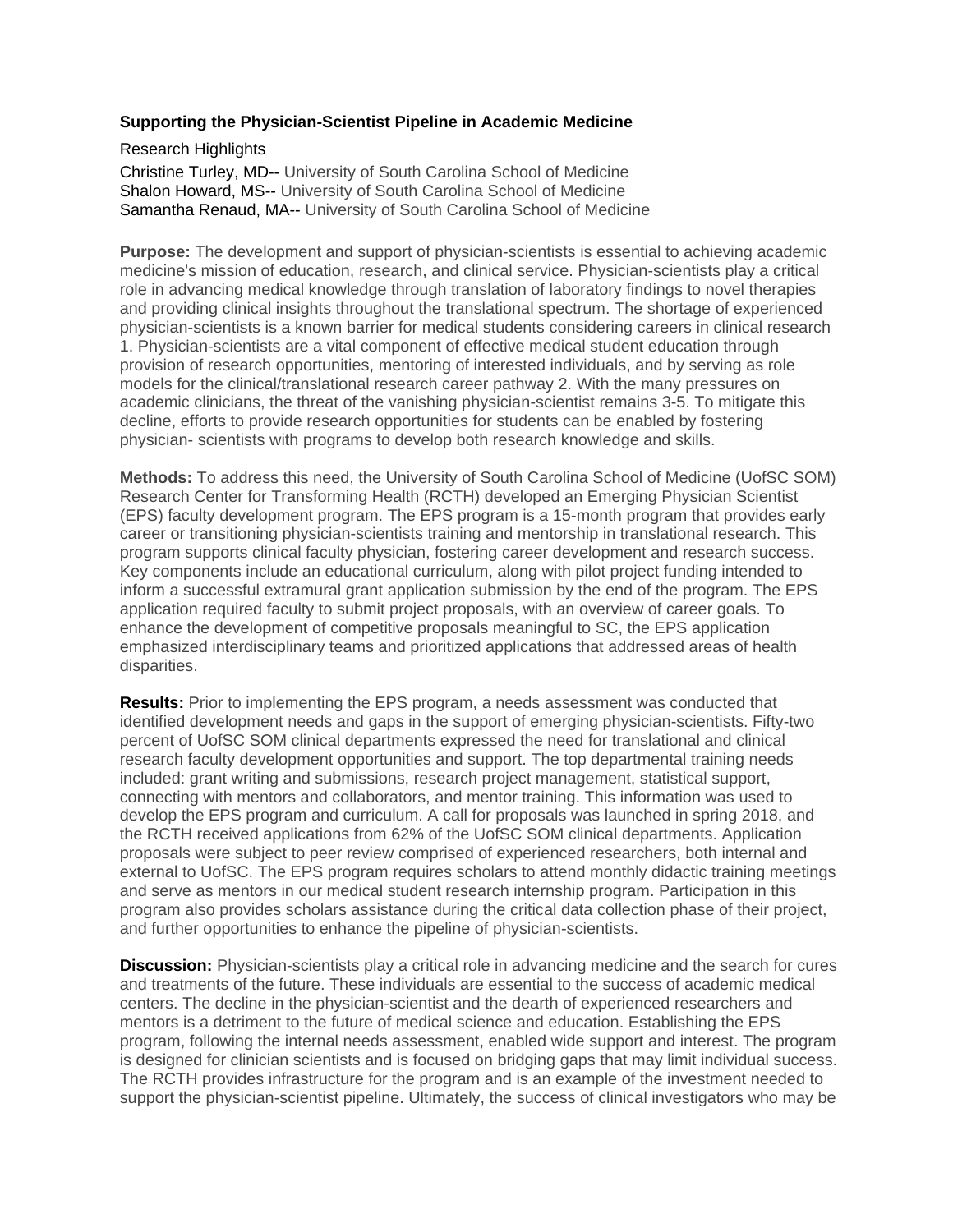**Supporting the Physician-Scientist Pipeline in Academic Medicine**

Research Highlights

Christine Turley, MD-- University of South Carolina School of Medicine
Shalon Howard, MS-- University of South Carolina School of Medicine
Samantha Renaud, MA-- University of South Carolina School of Medicine

**Purpose:** The development and support of physician-scientists is essential to achieving academic medicine's mission of education, research, and clinical service. Physician-scientists play a critical role in advancing medical knowledge through translation of laboratory findings to novel therapies and providing clinical insights throughout the translational spectrum. The shortage of experienced physician-scientists is a known barrier for medical students considering careers in clinical research 1. Physician-scientists are a vital component of effective medical student education through provision of research opportunities, mentoring of interested individuals, and by serving as role models for the clinical/translational research career pathway 2. With the many pressures on academic clinicians, the threat of the vanishing physician-scientist remains 3-5. To mitigate this decline, efforts to provide research opportunities for students can be enabled by fostering physician- scientists with programs to develop both research knowledge and skills.

**Methods:** To address this need, the University of South Carolina School of Medicine (UofSC SOM) Research Center for Transforming Health (RCTH) developed an Emerging Physician Scientist (EPS) faculty development program. The EPS program is a 15-month program that provides early career or transitioning physician-scientists training and mentorship in translational research. This program supports clinical faculty physician, fostering career development and research success. Key components include an educational curriculum, along with pilot project funding intended to inform a successful extramural grant application submission by the end of the program. The EPS application required faculty to submit project proposals, with an overview of career goals. To enhance the development of competitive proposals meaningful to SC, the EPS application emphasized interdisciplinary teams and prioritized applications that addressed areas of health disparities.

**Results:** Prior to implementing the EPS program, a needs assessment was conducted that identified development needs and gaps in the support of emerging physician-scientists. Fifty-two percent of UofSC SOM clinical departments expressed the need for translational and clinical research faculty development opportunities and support. The top departmental training needs included: grant writing and submissions, research project management, statistical support, connecting with mentors and collaborators, and mentor training. This information was used to develop the EPS program and curriculum. A call for proposals was launched in spring 2018, and the RCTH received applications from 62% of the UofSC SOM clinical departments. Application proposals were subject to peer review comprised of experienced researchers, both internal and external to UofSC. The EPS program requires scholars to attend monthly didactic training meetings and serve as mentors in our medical student research internship program. Participation in this program also provides scholars assistance during the critical data collection phase of their project, and further opportunities to enhance the pipeline of physician-scientists.

**Discussion:** Physician-scientists play a critical role in advancing medicine and the search for cures and treatments of the future. These individuals are essential to the success of academic medical centers. The decline in the physician-scientist and the dearth of experienced researchers and mentors is a detriment to the future of medical science and education. Establishing the EPS program, following the internal needs assessment, enabled wide support and interest. The program is designed for clinician scientists and is focused on bridging gaps that may limit individual success. The RCTH provides infrastructure for the program and is an example of the investment needed to support the physician-scientist pipeline. Ultimately, the success of clinical investigators who may be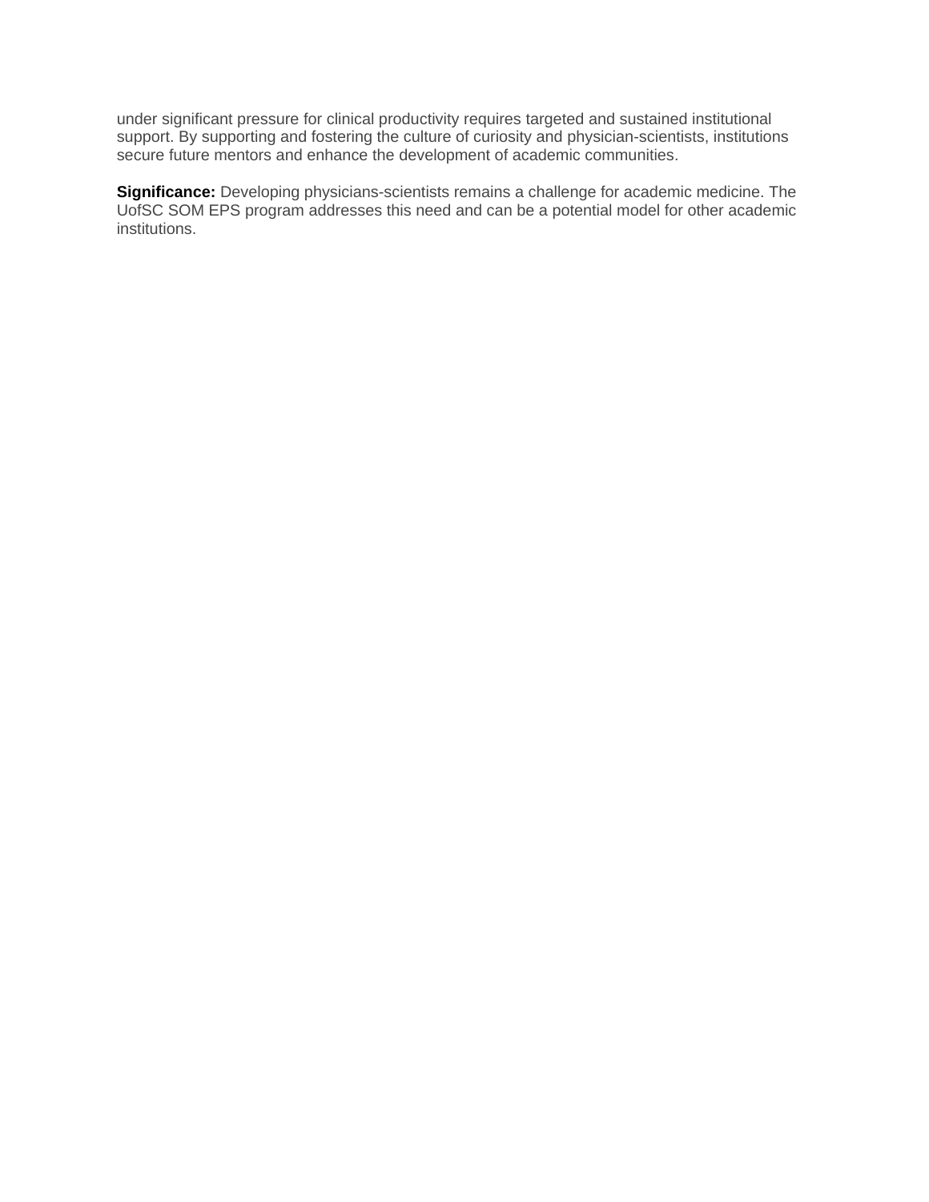under significant pressure for clinical productivity requires targeted and sustained institutional support. By supporting and fostering the culture of curiosity and physician-scientists, institutions secure future mentors and enhance the development of academic communities.

**Significance:** Developing physicians-scientists remains a challenge for academic medicine. The UofSC SOM EPS program addresses this need and can be a potential model for other academic institutions.